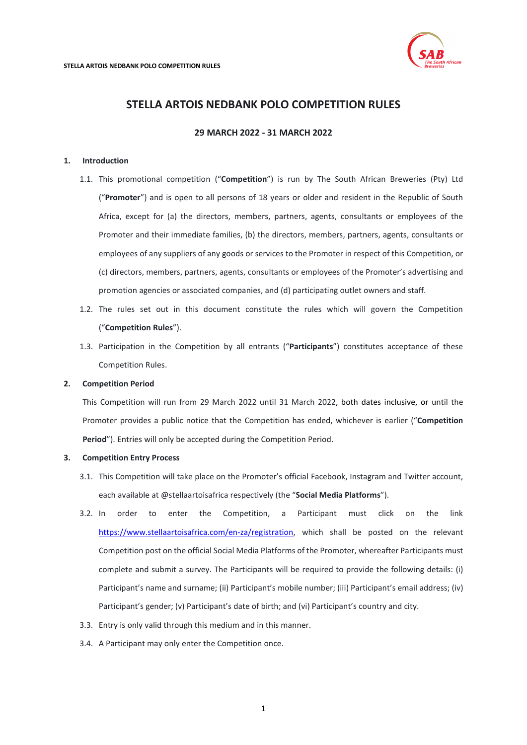# STELLA ARTOIS NEDBANK POLO COMPETITION RULES

**29 MARCH 2022 - 31 MARCH 2022**

## 1. Introduction

1.1. This promotional competition ("**Competition**") is run by The South African Breweries (Pty) Ltd ("**Promoter**") and is open to all persons of 18 years or older and resident in the Republic of South Africa, except for (a) the directors, members, partners, agents, consultants or employees of the Promoter and their immediate families, (b) the directors, members, partners, agents, consultants or employees of any suppliers of any goods or services to the Promoter in respect of this Competition, or (c) directors, members, partners, agents, consultants or employees of the Promoter's advertising and promotion agencies or associated companies, and (d) participating outlet owners and staff.

1.2. The rules set out in this document constitute the rules which will govern the Competition ("**Competition Rules**").

1.3. Participation in the Competition by all entrants ("**Participants**") constitutes acceptance of these Competition Rules.

## 2. Competition Period

This Competition will run from 29 March 2022 until 31 March 2022, both dates inclusive, or until the Promoter provides a public notice that the Competition has ended, whichever is earlier ("**Competition Period**"). Entries will only be accepted during the Competition Period.

## 3. Competition Entry Process

3.1. This Competition will take place on the Promoter's official Facebook, Instagram and Twitter account, each available at @stellaartoisafrica respectively (the "**Social Media Platforms**").

3.2. In order to enter the Competition, a Participant must click on the link https://www.stellaartoisafrica.com/en-za/registration, which shall be posted on the relevant Competition post on the official Social Media Platforms of the Promoter, whereafter Participants must complete and submit a survey. The Participants will be required to provide the following details: (i) Participant's name and surname; (ii) Participant's mobile number; (iii) Participant's email address; (iv) Participant's gender; (v) Participant's date of birth; and (vi) Participant's country and city.

3.3. Entry is only valid through this medium and in this manner.

3.4. A Participant may only enter the Competition once.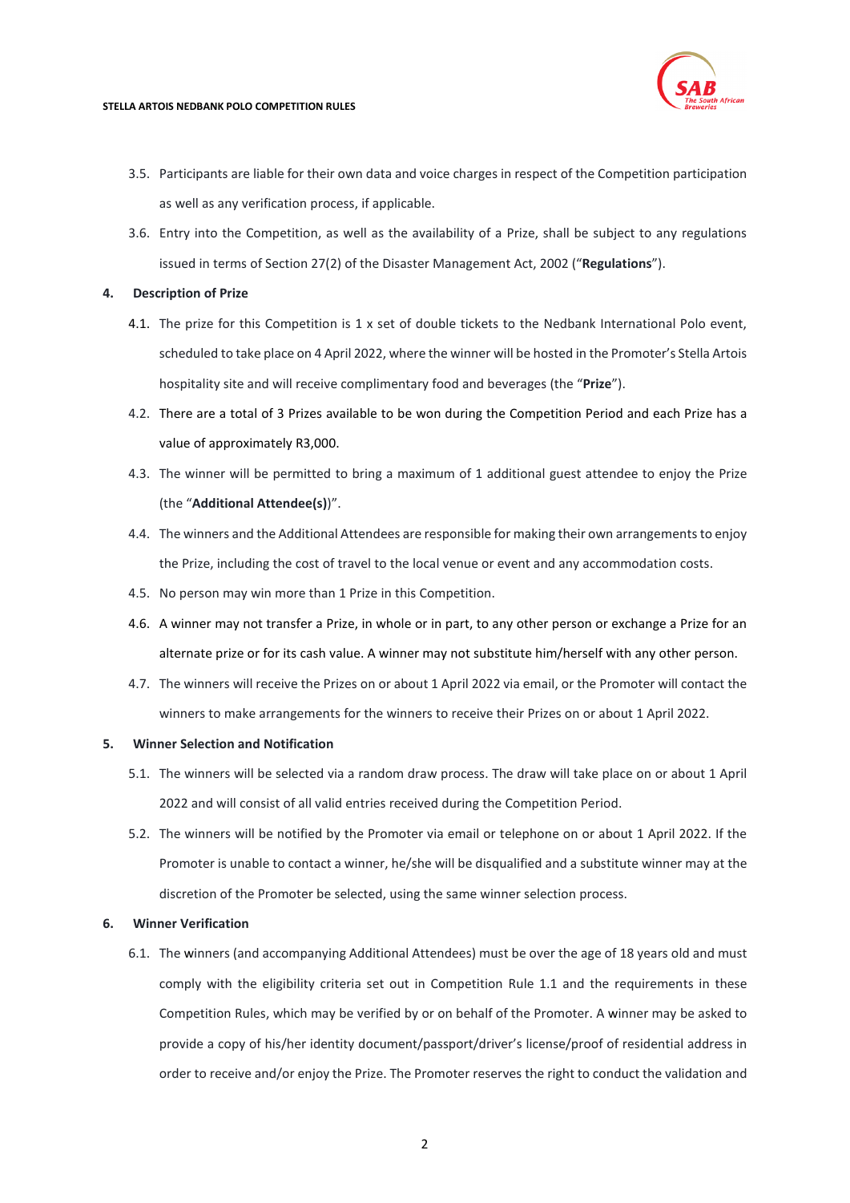3.5. Participants are liable for their own data and voice charges in respect of the Competition participation as well as any verification process, if applicable.

3.6. Entry into the Competition, as well as the availability of a Prize, shall be subject to any regulations issued in terms of Section 27(2) of the Disaster Management Act, 2002 ("**Regulations**").

**4. Description of Prize**

4.1. The prize for this Competition is 1 x set of double tickets to the Nedbank International Polo event, scheduled to take place on 4 April 2022, where the winner will be hosted in the Promoter's Stella Artois hospitality site and will receive complimentary food and beverages (the "**Prize**").

4.2. There are a total of 3 Prizes available to be won during the Competition Period and each Prize has a value of approximately R3,000.

4.3. The winner will be permitted to bring a maximum of 1 additional guest attendee to enjoy the Prize (the "**Additional Attendee(s)**)".

4.4. The winners and the Additional Attendees are responsible for making their own arrangements to enjoy the Prize, including the cost of travel to the local venue or event and any accommodation costs.

4.5. No person may win more than 1 Prize in this Competition.

4.6. A winner may not transfer a Prize, in whole or in part, to any other person or exchange a Prize for an alternate prize or for its cash value. A winner may not substitute him/herself with any other person.

4.7. The winners will receive the Prizes on or about 1 April 2022 via email, or the Promoter will contact the winners to make arrangements for the winners to receive their Prizes on or about 1 April 2022.

**5. Winner Selection and Notification**

5.1. The winners will be selected via a random draw process. The draw will take place on or about 1 April 2022 and will consist of all valid entries received during the Competition Period.

5.2. The winners will be notified by the Promoter via email or telephone on or about 1 April 2022. If the Promoter is unable to contact a winner, he/she will be disqualified and a substitute winner may at the discretion of the Promoter be selected, using the same winner selection process.

**6. Winner Verification**

6.1. The winners (and accompanying Additional Attendees) must be over the age of 18 years old and must comply with the eligibility criteria set out in Competition Rule 1.1 and the requirements in these Competition Rules, which may be verified by or on behalf of the Promoter. A winner may be asked to provide a copy of his/her identity document/passport/driver's license/proof of residential address in order to receive and/or enjoy the Prize. The Promoter reserves the right to conduct the validation and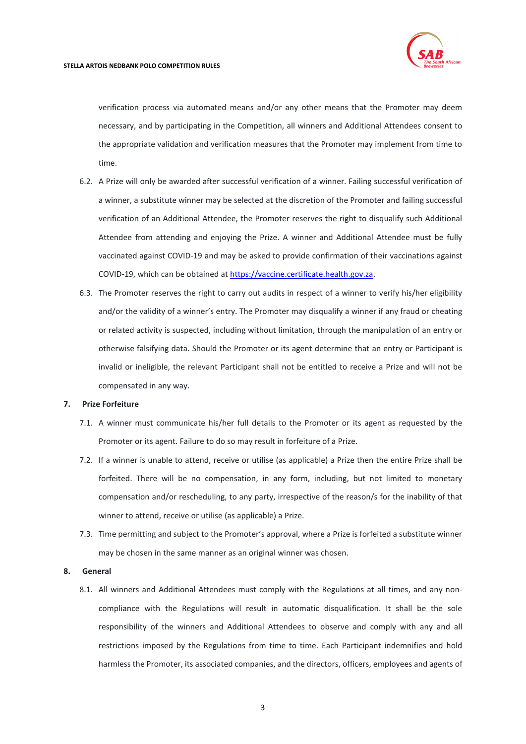verification process via automated means and/or any other means that the Promoter may deem necessary, and by participating in the Competition, all winners and Additional Attendees consent to the appropriate validation and verification measures that the Promoter may implement from time to time.

6.2. A Prize will only be awarded after successful verification of a winner. Failing successful verification of a winner, a substitute winner may be selected at the discretion of the Promoter and failing successful verification of an Additional Attendee, the Promoter reserves the right to disqualify such Additional Attendee from attending and enjoying the Prize. A winner and Additional Attendee must be fully vaccinated against COVID-19 and may be asked to provide confirmation of their vaccinations against COVID-19, which can be obtained at [https://vaccine.certificate.health.gov.za](https://vaccine.certificate.health.gov.za).

6.3. The Promoter reserves the right to carry out audits in respect of a winner to verify his/her eligibility and/or the validity of a winner's entry. The Promoter may disqualify a winner if any fraud or cheating or related activity is suspected, including without limitation, through the manipulation of an entry or otherwise falsifying data. Should the Promoter or its agent determine that an entry or Participant is invalid or ineligible, the relevant Participant shall not be entitled to receive a Prize and will not be compensated in any way.

## 7. Prize Forfeiture

7.1. A winner must communicate his/her full details to the Promoter or its agent as requested by the Promoter or its agent. Failure to do so may result in forfeiture of a Prize.

7.2. If a winner is unable to attend, receive or utilise (as applicable) a Prize then the entire Prize shall be forfeited. There will be no compensation, in any form, including, but not limited to monetary compensation and/or rescheduling, to any party, irrespective of the reason/s for the inability of that winner to attend, receive or utilise (as applicable) a Prize.

7.3. Time permitting and subject to the Promoter's approval, where a Prize is forfeited a substitute winner may be chosen in the same manner as an original winner was chosen.

## 8. General

8.1. All winners and Additional Attendees must comply with the Regulations at all times, and any non-compliance with the Regulations will result in automatic disqualification. It shall be the sole responsibility of the winners and Additional Attendees to observe and comply with any and all restrictions imposed by the Regulations from time to time. Each Participant indemnifies and hold harmless the Promoter, its associated companies, and the directors, officers, employees and agents of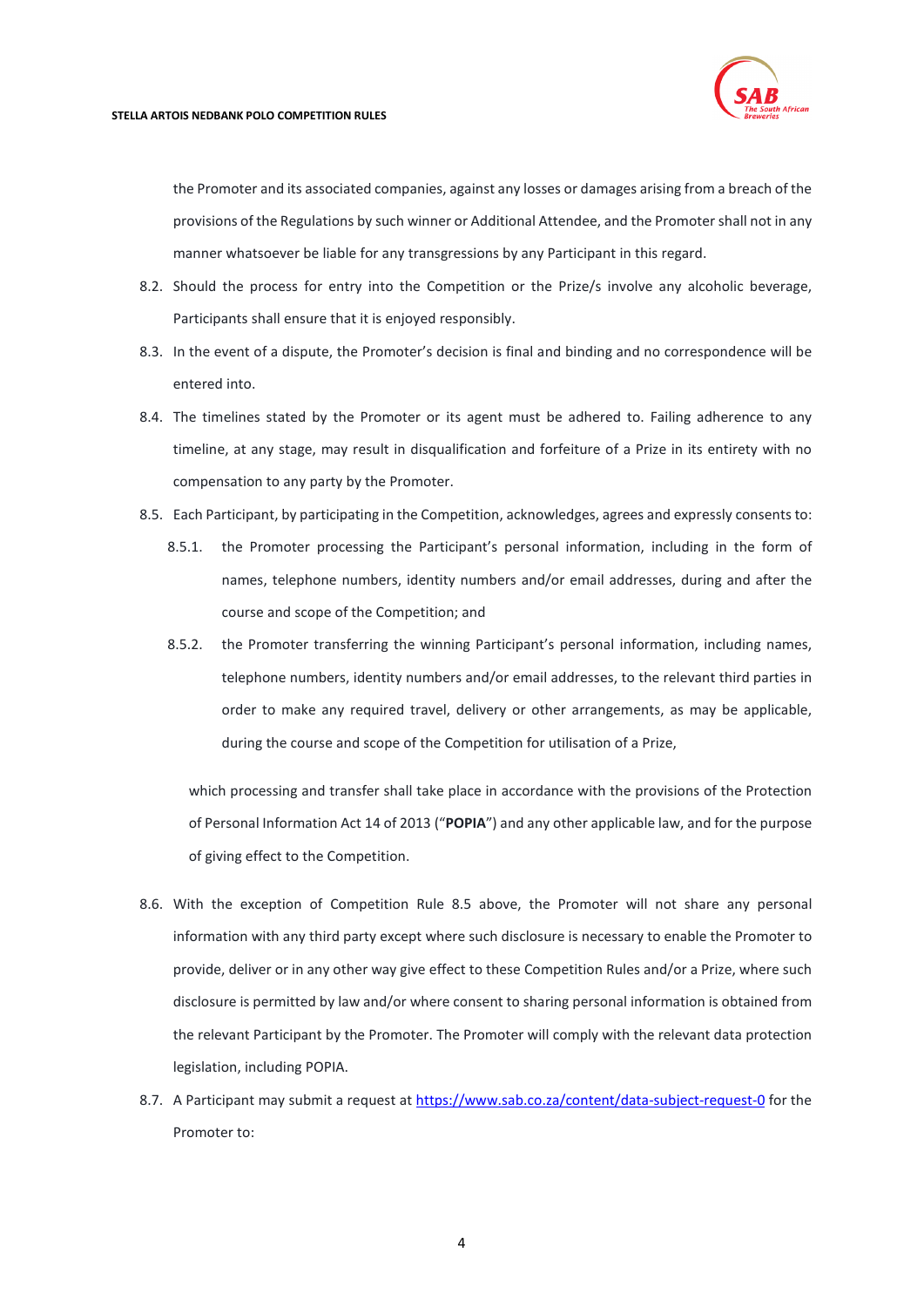the Promoter and its associated companies, against any losses or damages arising from a breach of the provisions of the Regulations by such winner or Additional Attendee, and the Promoter shall not in any manner whatsoever be liable for any transgressions by any Participant in this regard.

8.2. Should the process for entry into the Competition or the Prize/s involve any alcoholic beverage, Participants shall ensure that it is enjoyed responsibly.

8.3. In the event of a dispute, the Promoter's decision is final and binding and no correspondence will be entered into.

8.4. The timelines stated by the Promoter or its agent must be adhered to. Failing adherence to any timeline, at any stage, may result in disqualification and forfeiture of a Prize in its entirety with no compensation to any party by the Promoter.

8.5. Each Participant, by participating in the Competition, acknowledges, agrees and expressly consents to:

8.5.1. the Promoter processing the Participant's personal information, including in the form of names, telephone numbers, identity numbers and/or email addresses, during and after the course and scope of the Competition; and

8.5.2. the Promoter transferring the winning Participant's personal information, including names, telephone numbers, identity numbers and/or email addresses, to the relevant third parties in order to make any required travel, delivery or other arrangements, as may be applicable, during the course and scope of the Competition for utilisation of a Prize,

which processing and transfer shall take place in accordance with the provisions of the Protection of Personal Information Act 14 of 2013 ("**POPIA**") and any other applicable law, and for the purpose of giving effect to the Competition.

8.6. With the exception of Competition Rule 8.5 above, the Promoter will not share any personal information with any third party except where such disclosure is necessary to enable the Promoter to provide, deliver or in any other way give effect to these Competition Rules and/or a Prize, where such disclosure is permitted by law and/or where consent to sharing personal information is obtained from the relevant Participant by the Promoter. The Promoter will comply with the relevant data protection legislation, including POPIA.

8.7. A Participant may submit a request at https://www.sab.co.za/content/data-subject-request-0 for the Promoter to: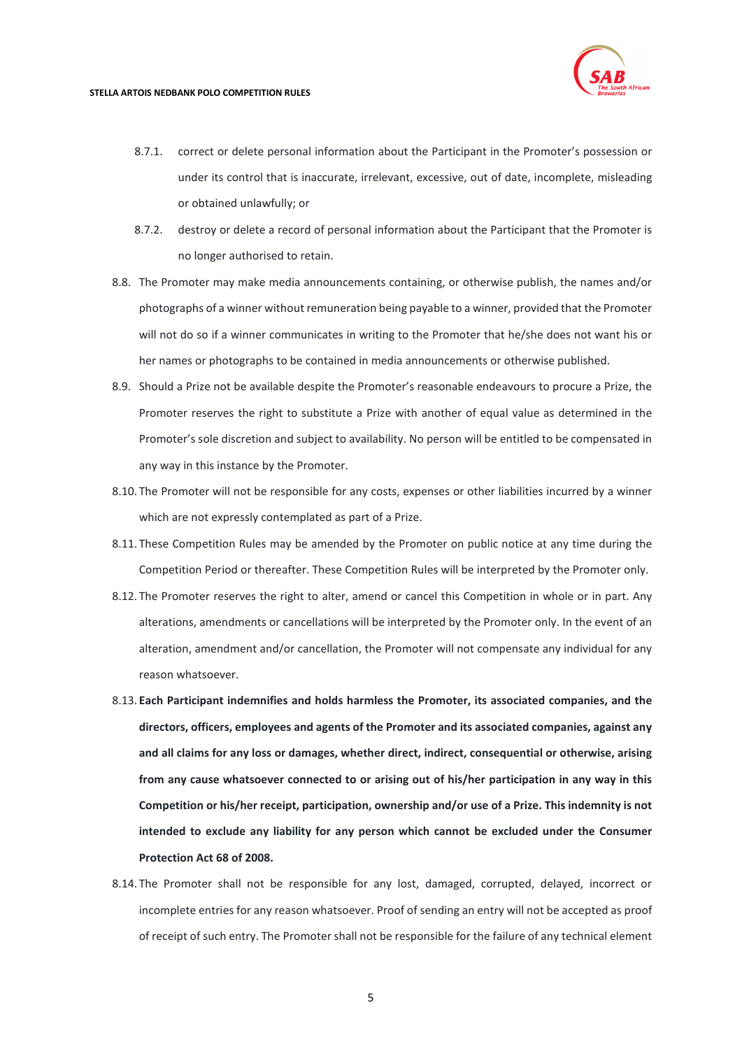8.7.1. correct or delete personal information about the Participant in the Promoter's possession or under its control that is inaccurate, irrelevant, excessive, out of date, incomplete, misleading or obtained unlawfully; or

8.7.2. destroy or delete a record of personal information about the Participant that the Promoter is no longer authorised to retain.

8.8. The Promoter may make media announcements containing, or otherwise publish, the names and/or photographs of a winner without remuneration being payable to a winner, provided that the Promoter will not do so if a winner communicates in writing to the Promoter that he/she does not want his or her names or photographs to be contained in media announcements or otherwise published.

8.9. Should a Prize not be available despite the Promoter's reasonable endeavours to procure a Prize, the Promoter reserves the right to substitute a Prize with another of equal value as determined in the Promoter's sole discretion and subject to availability. No person will be entitled to be compensated in any way in this instance by the Promoter.

8.10. The Promoter will not be responsible for any costs, expenses or other liabilities incurred by a winner which are not expressly contemplated as part of a Prize.

8.11. These Competition Rules may be amended by the Promoter on public notice at any time during the Competition Period or thereafter. These Competition Rules will be interpreted by the Promoter only.

8.12. The Promoter reserves the right to alter, amend or cancel this Competition in whole or in part. Any alterations, amendments or cancellations will be interpreted by the Promoter only. In the event of an alteration, amendment and/or cancellation, the Promoter will not compensate any individual for any reason whatsoever.

8.13. **Each Participant indemnifies and holds harmless the Promoter, its associated companies, and the directors, officers, employees and agents of the Promoter and its associated companies, against any and all claims for any loss or damages, whether direct, indirect, consequential or otherwise, arising from any cause whatsoever connected to or arising out of his/her participation in any way in this Competition or his/her receipt, participation, ownership and/or use of a Prize. This indemnity is not intended to exclude any liability for any person which cannot be excluded under the Consumer Protection Act 68 of 2008.**

8.14. The Promoter shall not be responsible for any lost, damaged, corrupted, delayed, incorrect or incomplete entries for any reason whatsoever. Proof of sending an entry will not be accepted as proof of receipt of such entry. The Promoter shall not be responsible for the failure of any technical element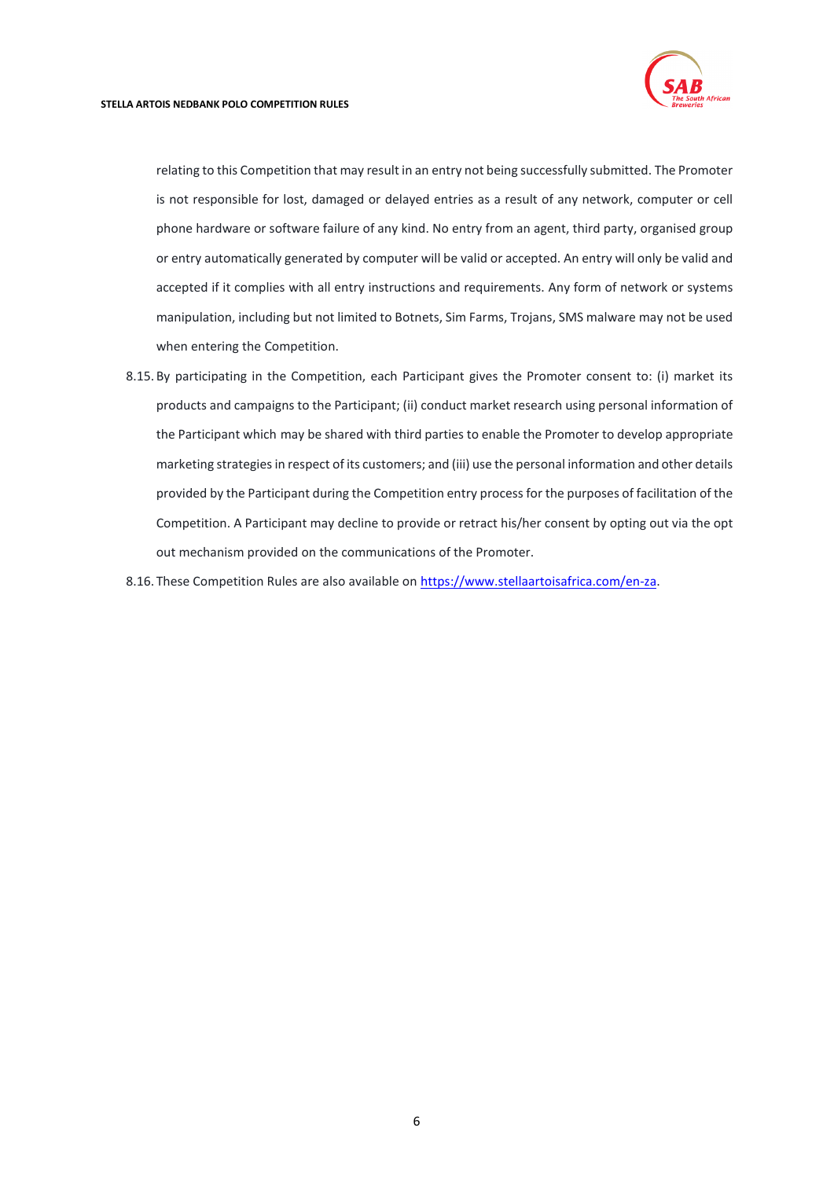relating to this Competition that may result in an entry not being successfully submitted. The Promoter is not responsible for lost, damaged or delayed entries as a result of any network, computer or cell phone hardware or software failure of any kind. No entry from an agent, third party, organised group or entry automatically generated by computer will be valid or accepted. An entry will only be valid and accepted if it complies with all entry instructions and requirements. Any form of network or systems manipulation, including but not limited to Botnets, Sim Farms, Trojans, SMS malware may not be used when entering the Competition.

8.15. By participating in the Competition, each Participant gives the Promoter consent to: (i) market its products and campaigns to the Participant; (ii) conduct market research using personal information of the Participant which may be shared with third parties to enable the Promoter to develop appropriate marketing strategies in respect of its customers; and (iii) use the personal information and other details provided by the Participant during the Competition entry process for the purposes of facilitation of the Competition. A Participant may decline to provide or retract his/her consent by opting out via the opt out mechanism provided on the communications of the Promoter.

8.16. These Competition Rules are also available on [https://www.stellaartoisafrica.com/en-za](https://www.stellaartoisafrica.com/en-za).